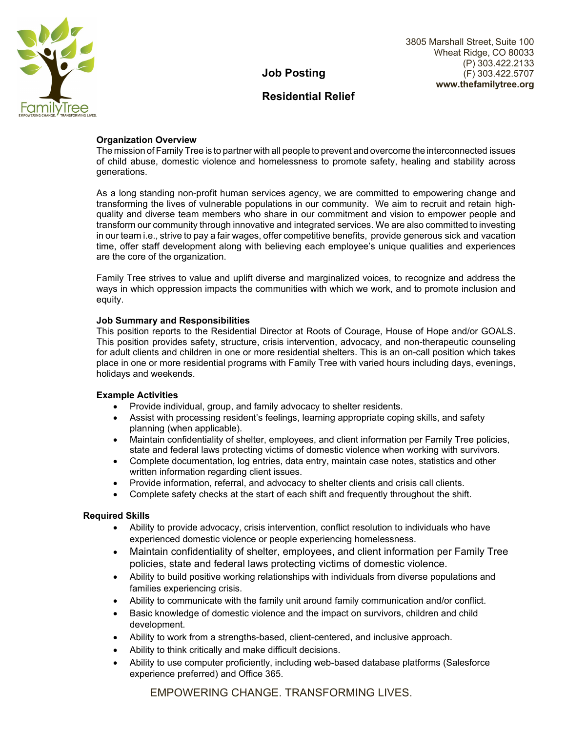3805 Marshall Street, Suite 100
Wheat Ridge, CO 80033
(P) 303.422.2133
(F) 303.422.5707
**www.thefamilytree.org**

# Job Posting

## Residential Relief

### Organization Overview

The mission of Family Tree is to partner with all people to prevent and overcome the interconnected issues of child abuse, domestic violence and homelessness to promote safety, healing and stability across generations.

As a long standing non-profit human services agency, we are committed to empowering change and transforming the lives of vulnerable populations in our community. We aim to recruit and retain high-quality and diverse team members who share in our commitment and vision to empower people and transform our community through innovative and integrated services. We are also committed to investing in our team i.e., strive to pay a fair wages, offer competitive benefits, provide generous sick and vacation time, offer staff development along with believing each employee's unique qualities and experiences are the core of the organization.

Family Tree strives to value and uplift diverse and marginalized voices, to recognize and address the ways in which oppression impacts the communities with which we work, and to promote inclusion and equity.

### Job Summary and Responsibilities

This position reports to the Residential Director at Roots of Courage, House of Hope and/or GOALS. This position provides safety, structure, crisis intervention, advocacy, and non-therapeutic counseling for adult clients and children in one or more residential shelters. This is an on-call position which takes place in one or more residential programs with Family Tree with varied hours including days, evenings, holidays and weekends.

### Example Activities

- Provide individual, group, and family advocacy to shelter residents.
- Assist with processing resident's feelings, learning appropriate coping skills, and safety planning (when applicable).
- Maintain confidentiality of shelter, employees, and client information per Family Tree policies, state and federal laws protecting victims of domestic violence when working with survivors.
- Complete documentation, log entries, data entry, maintain case notes, statistics and other written information regarding client issues.
- Provide information, referral, and advocacy to shelter clients and crisis call clients.
- Complete safety checks at the start of each shift and frequently throughout the shift.

### Required Skills

- Ability to provide advocacy, crisis intervention, conflict resolution to individuals who have experienced domestic violence or people experiencing homelessness.
- Maintain confidentiality of shelter, employees, and client information per Family Tree policies, state and federal laws protecting victims of domestic violence.
- Ability to build positive working relationships with individuals from diverse populations and families experiencing crisis.
- Ability to communicate with the family unit around family communication and/or conflict.
- Basic knowledge of domestic violence and the impact on survivors, children and child development.
- Ability to work from a strengths-based, client-centered, and inclusive approach.
- Ability to think critically and make difficult decisions.
- Ability to use computer proficiently, including web-based database platforms (Salesforce experience preferred) and Office 365.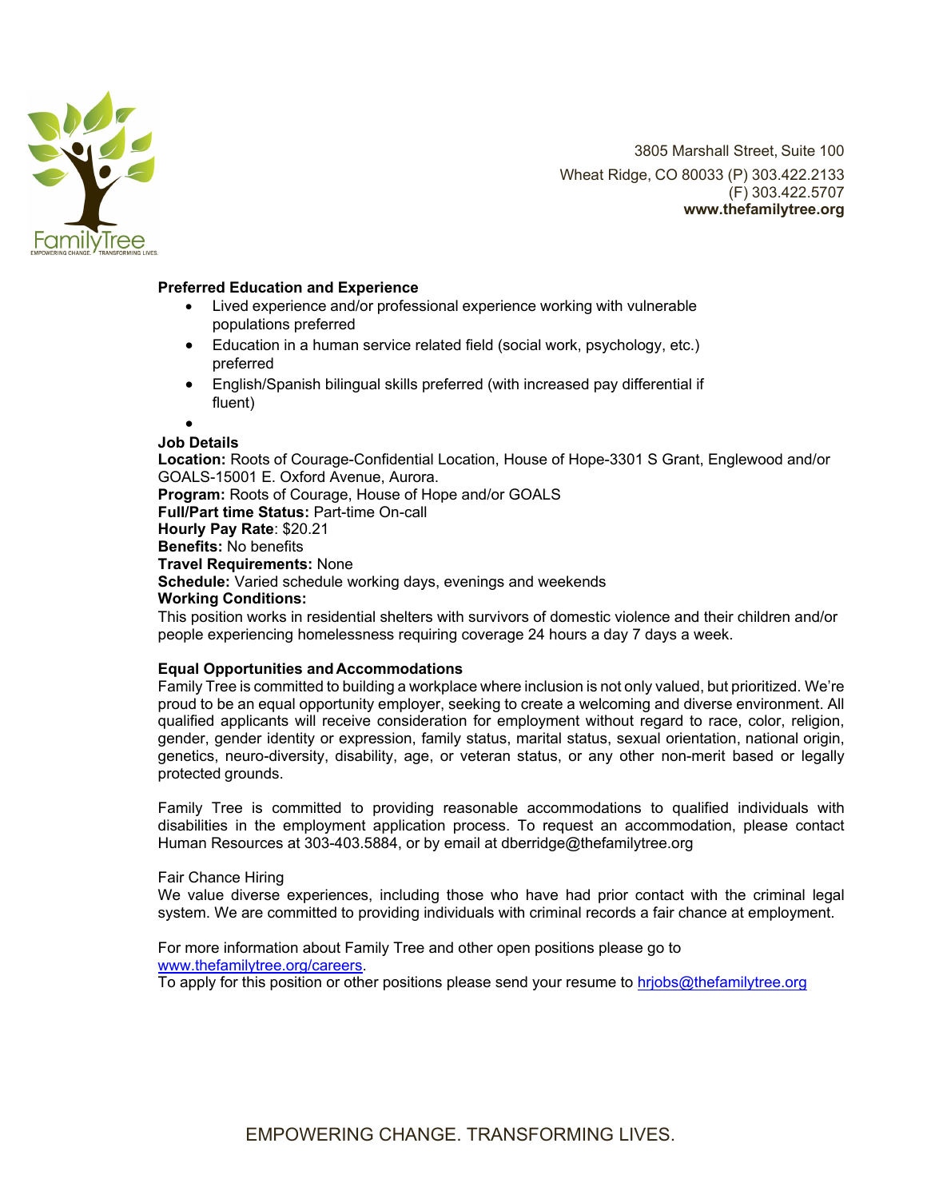3805 Marshall Street, Suite 100
Wheat Ridge, CO 80033 (P) 303.422.2133
(F) 303.422.5707
**www.thefamilytree.org**

**Preferred Education and Experience**

- Lived experience and/or professional experience working with vulnerable populations preferred
- Education in a human service related field (social work, psychology, etc.) preferred
- English/Spanish bilingual skills preferred (with increased pay differential if fluent)

**Job Details**
**Location:** Roots of Courage-Confidential Location, House of Hope-3301 S Grant, Englewood and/or GOALS-15001 E. Oxford Avenue, Aurora.
**Program:** Roots of Courage, House of Hope and/or GOALS
**Full/Part time Status:** Part-time On-call
**Hourly Pay Rate**: $20.21
**Benefits:** No benefits
**Travel Requirements:** None
**Schedule:** Varied schedule working days, evenings and weekends
**Working Conditions:**
This position works in residential shelters with survivors of domestic violence and their children and/or people experiencing homelessness requiring coverage 24 hours a day 7 days a week.

**Equal Opportunities and Accommodations**
Family Tree is committed to building a workplace where inclusion is not only valued, but prioritized. We're proud to be an equal opportunity employer, seeking to create a welcoming and diverse environment. All qualified applicants will receive consideration for employment without regard to race, color, religion, gender, gender identity or expression, family status, marital status, sexual orientation, national origin, genetics, neuro-diversity, disability, age, or veteran status, or any other non-merit based or legally protected grounds.

Family Tree is committed to providing reasonable accommodations to qualified individuals with disabilities in the employment application process. To request an accommodation, please contact Human Resources at 303-403.5884, or by email at dberridge@thefamilytree.org

Fair Chance Hiring
We value diverse experiences, including those who have had prior contact with the criminal legal system. We are committed to providing individuals with criminal records a fair chance at employment.

For more information about Family Tree and other open positions please go to www.thefamilytree.org/careers.
To apply for this position or other positions please send your resume to hrjobs@thefamilytree.org

EMPOWERING CHANGE. TRANSFORMING LIVES.